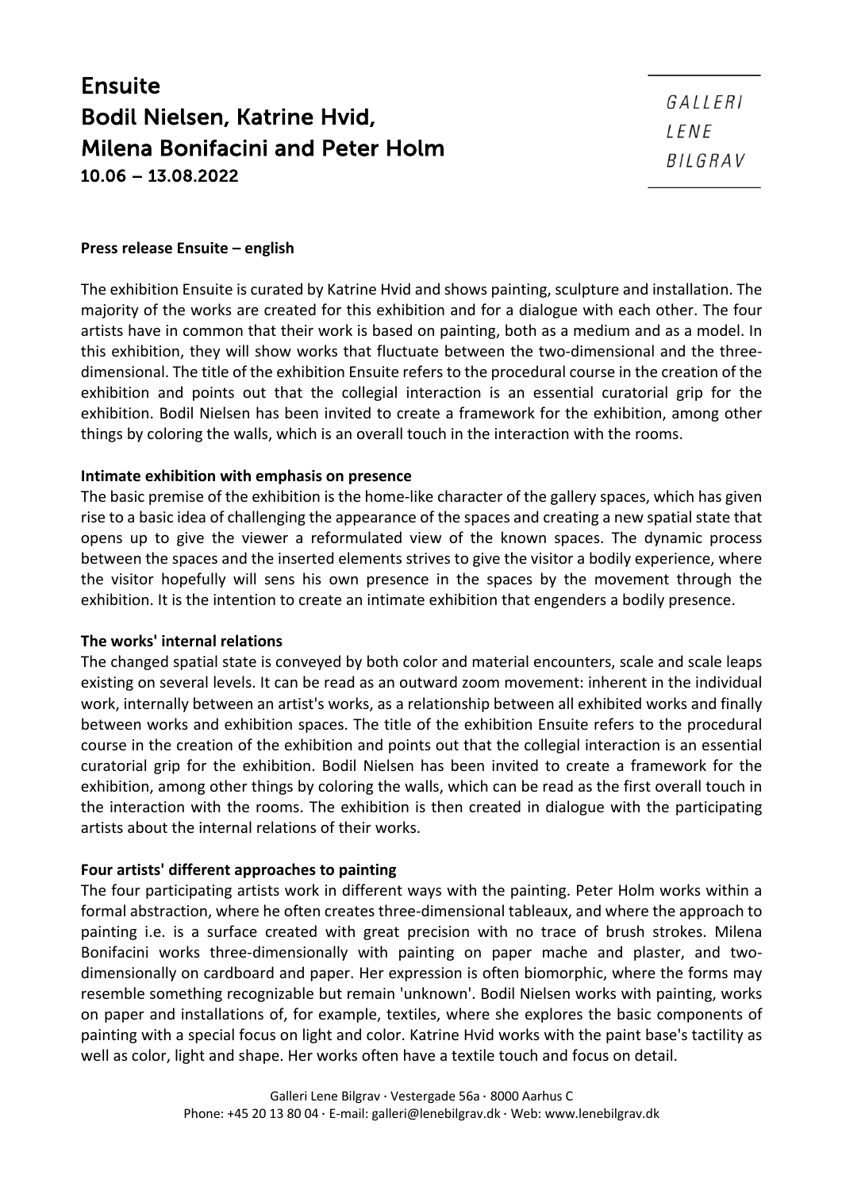# Ensuite
# Bodil Nielsen, Katrine Hvid, Milena Bonifacini and Peter Holm
**10.06 – 13.08.2022**

GALLERI
LENE
BILGRAV

**Press release Ensuite – english**

The exhibition Ensuite is curated by Katrine Hvid and shows painting, sculpture and installation. The majority of the works are created for this exhibition and for a dialogue with each other. The four artists have in common that their work is based on painting, both as a medium and as a model. In this exhibition, they will show works that fluctuate between the two-dimensional and the three-dimensional. The title of the exhibition Ensuite refers to the procedural course in the creation of the exhibition and points out that the collegial interaction is an essential curatorial grip for the exhibition. Bodil Nielsen has been invited to create a framework for the exhibition, among other things by coloring the walls, which is an overall touch in the interaction with the rooms.

**Intimate exhibition with emphasis on presence**

The basic premise of the exhibition is the home-like character of the gallery spaces, which has given rise to a basic idea of challenging the appearance of the spaces and creating a new spatial state that opens up to give the viewer a reformulated view of the known spaces. The dynamic process between the spaces and the inserted elements strives to give the visitor a bodily experience, where the visitor hopefully will sens his own presence in the spaces by the movement through the exhibition. It is the intention to create an intimate exhibition that engenders a bodily presence.

**The works' internal relations**

The changed spatial state is conveyed by both color and material encounters, scale and scale leaps existing on several levels. It can be read as an outward zoom movement: inherent in the individual work, internally between an artist's works, as a relationship between all exhibited works and finally between works and exhibition spaces. The title of the exhibition Ensuite refers to the procedural course in the creation of the exhibition and points out that the collegial interaction is an essential curatorial grip for the exhibition. Bodil Nielsen has been invited to create a framework for the exhibition, among other things by coloring the walls, which can be read as the first overall touch in the interaction with the rooms. The exhibition is then created in dialogue with the participating artists about the internal relations of their works.

**Four artists' different approaches to painting**

The four participating artists work in different ways with the painting. Peter Holm works within a formal abstraction, where he often creates three-dimensional tableaux, and where the approach to painting i.e. is a surface created with great precision with no trace of brush strokes. Milena Bonifacini works three-dimensionally with painting on paper mache and plaster, and two-dimensionally on cardboard and paper. Her expression is often biomorphic, where the forms may resemble something recognizable but remain 'unknown'. Bodil Nielsen works with painting, works on paper and installations of, for example, textiles, where she explores the basic components of painting with a special focus on light and color. Katrine Hvid works with the paint base's tactility as well as color, light and shape. Her works often have a textile touch and focus on detail.

Galleri Lene Bilgrav · Vestergade 56a · 8000 Aarhus C
Phone: +45 20 13 80 04 · E-mail: galleri@lenebilgrav.dk · Web: www.lenebilgrav.dk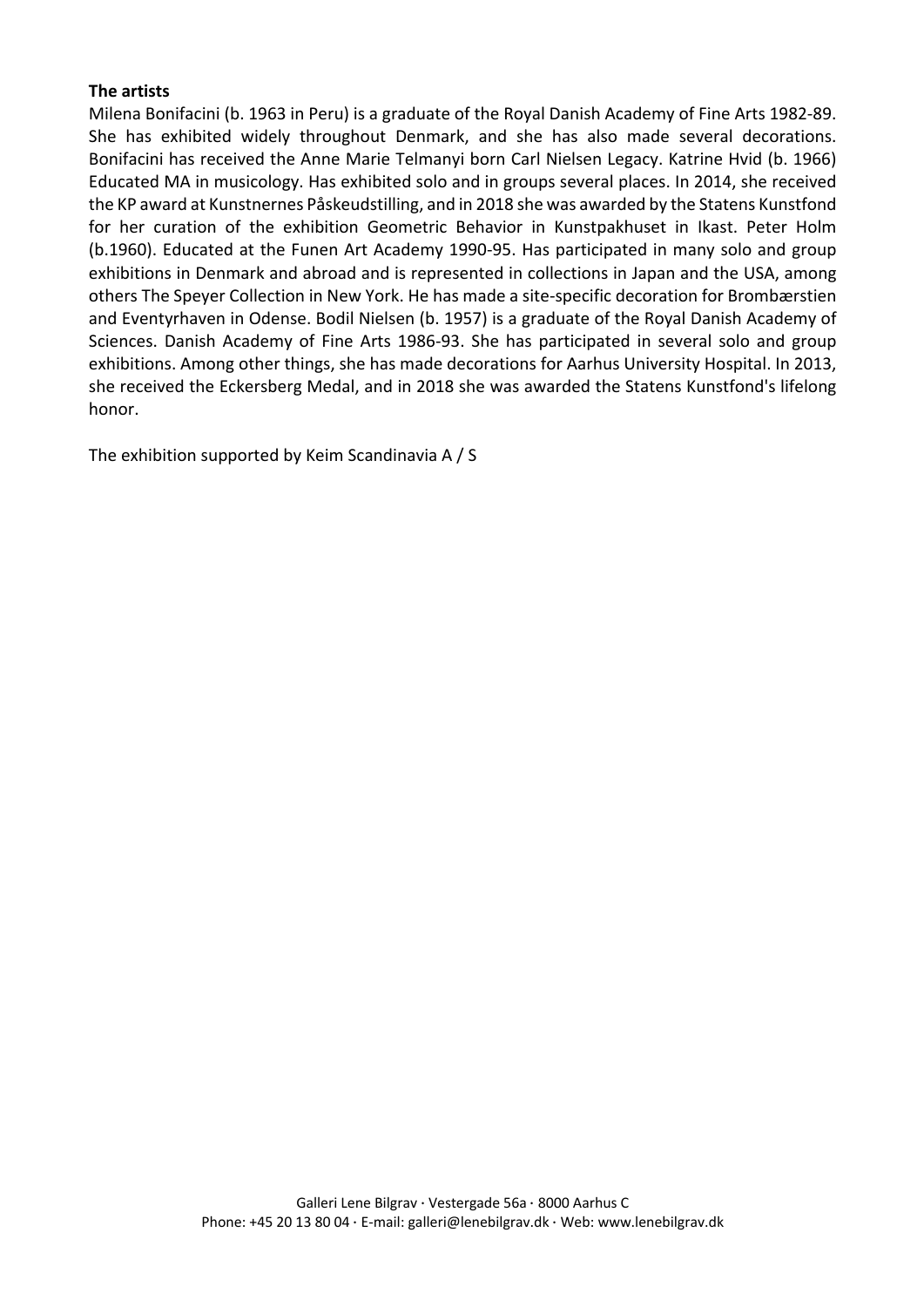**The artists**

Milena Bonifacini (b. 1963 in Peru) is a graduate of the Royal Danish Academy of Fine Arts 1982-89. She has exhibited widely throughout Denmark, and she has also made several decorations. Bonifacini has received the Anne Marie Telmanyi born Carl Nielsen Legacy. Katrine Hvid (b. 1966) Educated MA in musicology. Has exhibited solo and in groups several places. In 2014, she received the KP award at Kunstnernes Påskeudstilling, and in 2018 she was awarded by the Statens Kunstfond for her curation of the exhibition Geometric Behavior in Kunstpakhuset in Ikast. Peter Holm (b.1960). Educated at the Funen Art Academy 1990-95. Has participated in many solo and group exhibitions in Denmark and abroad and is represented in collections in Japan and the USA, among others The Speyer Collection in New York. He has made a site-specific decoration for Brombærstien and Eventyrhaven in Odense. Bodil Nielsen (b. 1957) is a graduate of the Royal Danish Academy of Sciences. Danish Academy of Fine Arts 1986-93. She has participated in several solo and group exhibitions. Among other things, she has made decorations for Aarhus University Hospital. In 2013, she received the Eckersberg Medal, and in 2018 she was awarded the Statens Kunstfond's lifelong honor.

The exhibition supported by Keim Scandinavia A / S

Galleri Lene Bilgrav · Vestergade 56a · 8000 Aarhus C
Phone: +45 20 13 80 04 · E-mail: galleri@lenebilgrav.dk · Web: www.lenebilgrav.dk